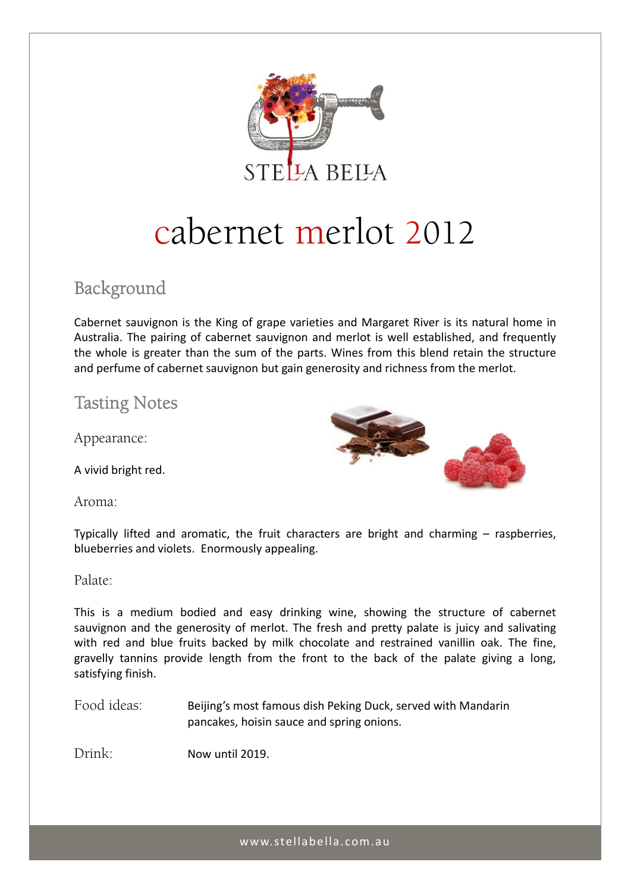STELLA BELLA

# cabernet merlot 2012

## Background

Cabernet sauvignon is the King of grape varieties and Margaret River is its natural home in Australia. The pairing of cabernet sauvignon and merlot is well established, and frequently the whole is greater than the sum of the parts. Wines from this blend retain the structure and perfume of cabernet sauvignon but gain generosity and richness from the merlot.

## Tasting Notes

### Appearance:

A vivid bright red.

### Aroma:

Typically lifted and aromatic, the fruit characters are bright and charming – raspberries, blueberries and violets. Enormously appealing.

### Palate:

This is a medium bodied and easy drinking wine, showing the structure of cabernet sauvignon and the generosity of merlot. The fresh and pretty palate is juicy and salivating with red and blue fruits backed by milk chocolate and restrained vanillin oak. The fine, gravelly tannins provide length from the front to the back of the palate giving a long, satisfying finish.

**Food ideas:** Beijing's most famous dish Peking Duck, served with Mandarin pancakes, hoisin sauce and spring onions.

**Drink:** Now until 2019.

www.stellabella.com.au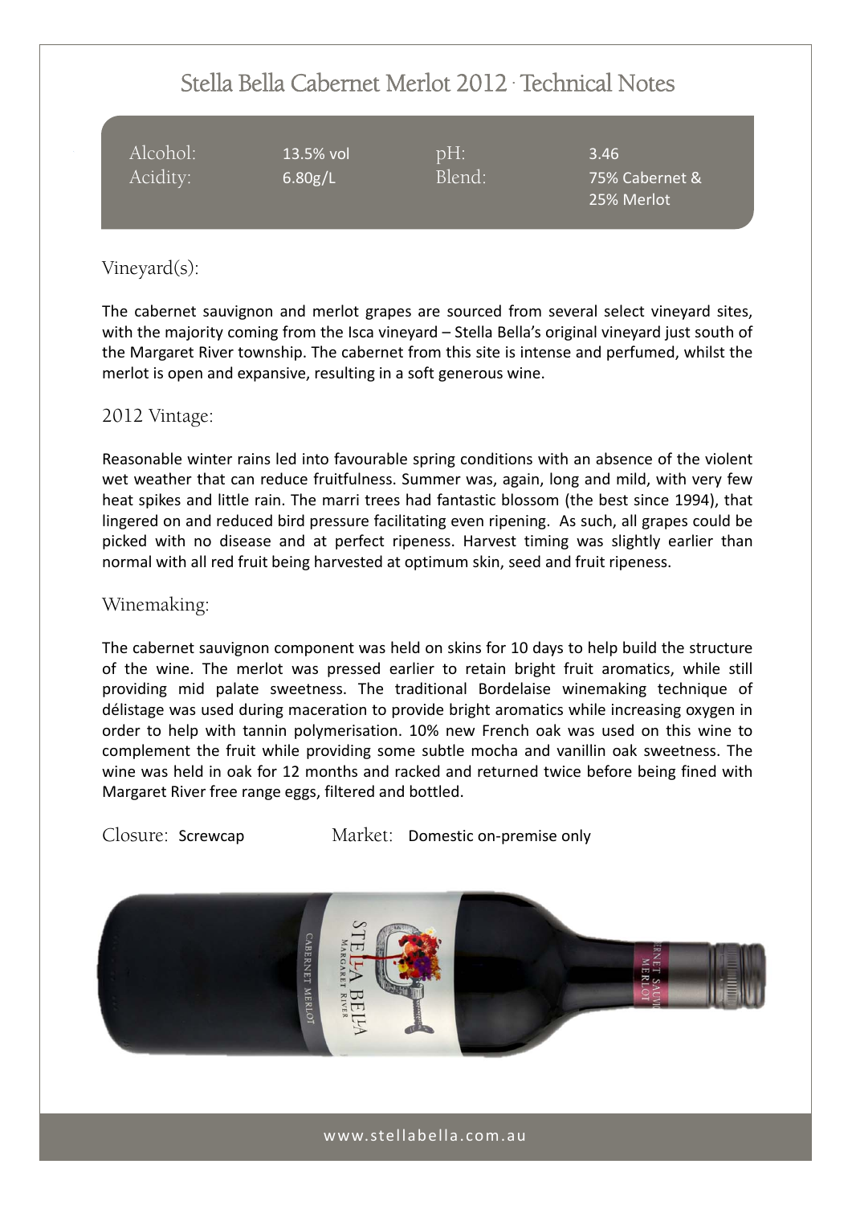# Stella Bella Cabernet Merlot 2012 · Technical Notes

| | | | |
|---|---|---|---|
| Alcohol: | 13.5% vol | pH: | 3.46 |
| Acidity: | 6.80g/L | Blend: | 75% Cabernet & 25% Merlot |

## Vineyard(s):

The cabernet sauvignon and merlot grapes are sourced from several select vineyard sites, with the majority coming from the Isca vineyard – Stella Bella's original vineyard just south of the Margaret River township. The cabernet from this site is intense and perfumed, whilst the merlot is open and expansive, resulting in a soft generous wine.

## 2012 Vintage:

Reasonable winter rains led into favourable spring conditions with an absence of the violent wet weather that can reduce fruitfulness. Summer was, again, long and mild, with very few heat spikes and little rain. The marri trees had fantastic blossom (the best since 1994), that lingered on and reduced bird pressure facilitating even ripening. As such, all grapes could be picked with no disease and at perfect ripeness. Harvest timing was slightly earlier than normal with all red fruit being harvested at optimum skin, seed and fruit ripeness.

## Winemaking:

The cabernet sauvignon component was held on skins for 10 days to help build the structure of the wine. The merlot was pressed earlier to retain bright fruit aromatics, while still providing mid palate sweetness. The traditional Bordelaise winemaking technique of délistage was used during maceration to provide bright aromatics while increasing oxygen in order to help with tannin polymerisation. 10% new French oak was used on this wine to complement the fruit while providing some subtle mocha and vanillin oak sweetness. The wine was held in oak for 12 months and racked and returned twice before being fined with Margaret River free range eggs, filtered and bottled.

Closure: Screwcap

Market: Domestic on-premise only

www.stellabella.com.au